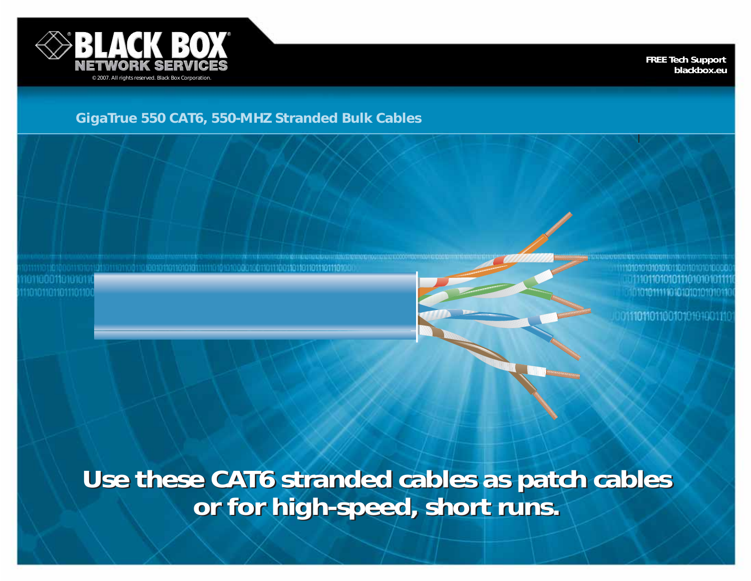**BLACK BOX**
**NETWORK SERVICES**

© 2007. All rights reserved. Black Box Corporation.

**FREE Tech Support**
**blackbox.eu**

## GigaTrue 550 CAT6, 550-MHZ Stranded Bulk Cables

# Use these CAT6 stranded cables as patch cables or for high-speed, short runs.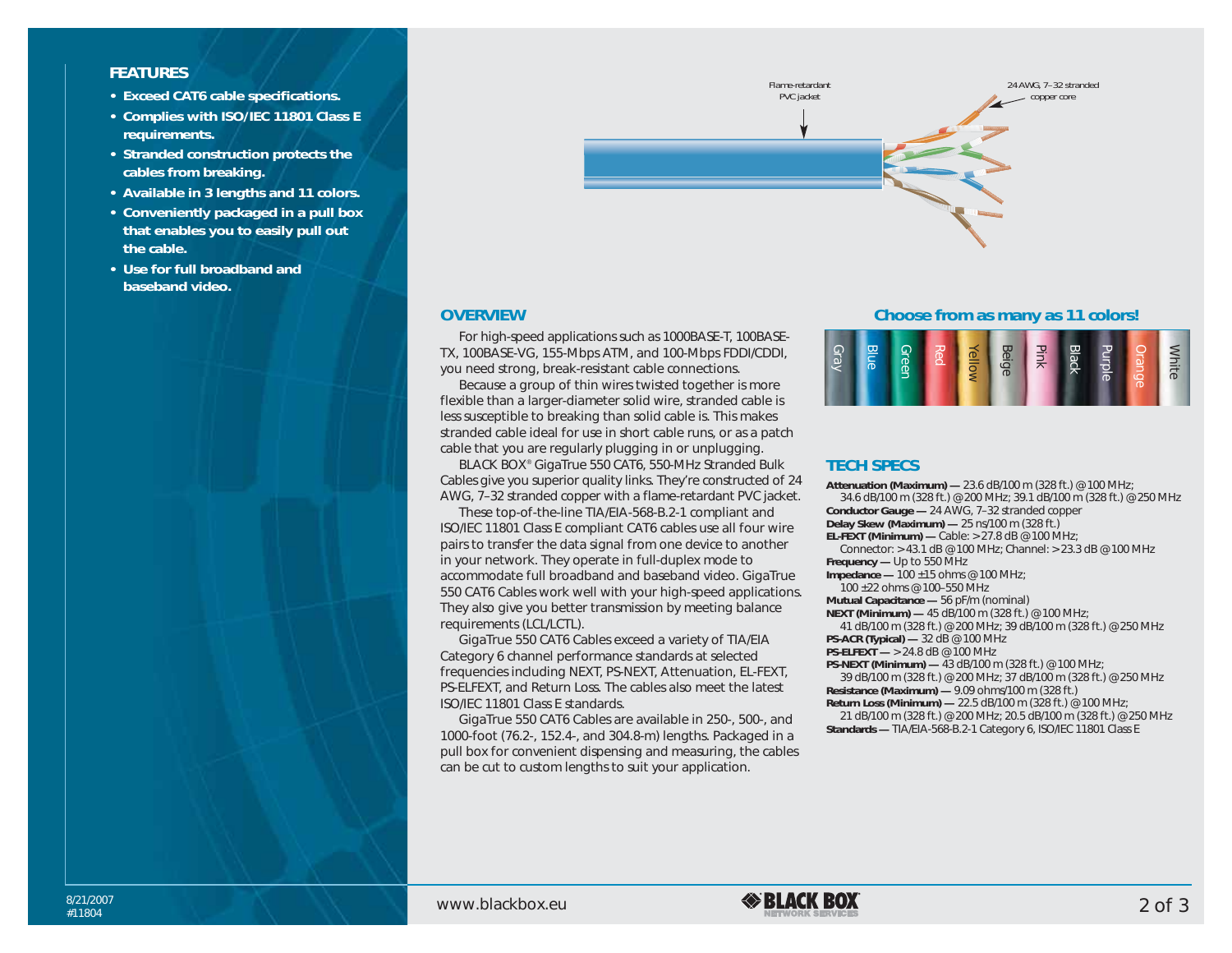## FEATURES

- **Exceed CAT6 cable specifications.**
- **Complies with ISO/IEC 11801 Class E requirements.**
- **Stranded construction protects the cables from breaking.**
- **Available in 3 lengths and 11 colors.**
- **Conveniently packaged in a pull box that enables you to easily pull out the cable.**
- **Use for full broadband and baseband video.**

Flame-retardant PVC jacket

24 AWG, 7–32 stranded copper core

## OVERVIEW

For high-speed applications such as 1000BASE-T, 100BASE-TX, 100BASE-VG, 155-Mbps ATM, and 100-Mbps FDDI/CDDI, you need strong, break-resistant cable connections.

Because a group of thin wires twisted together is more flexible than a larger-diameter solid wire, stranded cable is less susceptible to breaking than solid cable is. This makes stranded cable ideal for use in short cable runs, or as a patch cable that you are regularly plugging in or unplugging.

BLACK BOX® GigaTrue 550 CAT6, 550-MHz Stranded Bulk Cables give you superior quality links. They're constructed of 24 AWG, 7–32 stranded copper with a flame-retardant PVC jacket.

These top-of-the-line TIA/EIA-568-B.2-1 compliant and ISO/IEC 11801 Class E compliant CAT6 cables use all four wire pairs to transfer the data signal from one device to another in your network. They operate in full-duplex mode to accommodate full broadband and baseband video. GigaTrue 550 CAT6 Cables work well with your high-speed applications. They also give you better transmission by meeting balance requirements (LCL/LCTL).

GigaTrue 550 CAT6 Cables exceed a variety of TIA/EIA Category 6 channel performance standards at selected frequencies including NEXT, PS-NEXT, Attenuation, EL-FEXT, PS-ELFEXT, and Return Loss. The cables also meet the latest ISO/IEC 11801 Class E standards.

GigaTrue 550 CAT6 Cables are available in 250-, 500-, and 1000-foot (76.2-, 152.4-, and 304.8-m) lengths. Packaged in a pull box for convenient dispensing and measuring, the cables can be cut to custom lengths to suit your application.

## Choose from as many as 11 colors!

Gray, Blue, Green, Red, Yellow, Beige, Pink, Black, Purple, Orange, White

## TECH SPECS

**Attenuation (Maximum) —** 23.6 dB/100 m (328 ft.) @ 100 MHz; 34.6 dB/100 m (328 ft.) @ 200 MHz; 39.1 dB/100 m (328 ft.) @ 250 MHz

**Conductor Gauge —** 24 AWG, 7–32 stranded copper

**Delay Skew (Maximum) —** 25 ns/100 m (328 ft.)

**EL-FEXT (Minimum) —** Cable: >27.8 dB @ 100 MHz; Connector: >43.1 dB @ 100 MHz; Channel: >23.3 dB @ 100 MHz

**Frequency —** Up to 550 MHz

**Impedance —** 100 ±15 ohms @ 100 MHz; 100 ±22 ohms @ 100–550 MHz

**Mutual Capacitance —** 56 pF/m (nominal)

**NEXT (Minimum) —** 45 dB/100 m (328 ft.) @ 100 MHz; 41 dB/100 m (328 ft.) @ 200 MHz; 39 dB/100 m (328 ft.) @ 250 MHz

**PS-ACR (Typical) —** 32 dB @ 100 MHz

**PS-ELFEXT —** >24.8 dB @ 100 MHz

**PS-NEXT (Minimum) —** 43 dB/100 m (328 ft.) @ 100 MHz; 39 dB/100 m (328 ft.) @ 200 MHz; 37 dB/100 m (328 ft.) @ 250 MHz

**Resistance (Maximum) —** 9.09 ohms/100 m (328 ft.)

**Return Loss (Minimum) —** 22.5 dB/100 m (328 ft.) @ 100 MHz; 21 dB/100 m (328 ft.) @ 200 MHz; 20.5 dB/100 m (328 ft.) @ 250 MHz

**Standards —** TIA/EIA-568-B.2-1 Category 6, ISO/IEC 11801 Class E

8/21/2007
#11804

www.blackbox.eu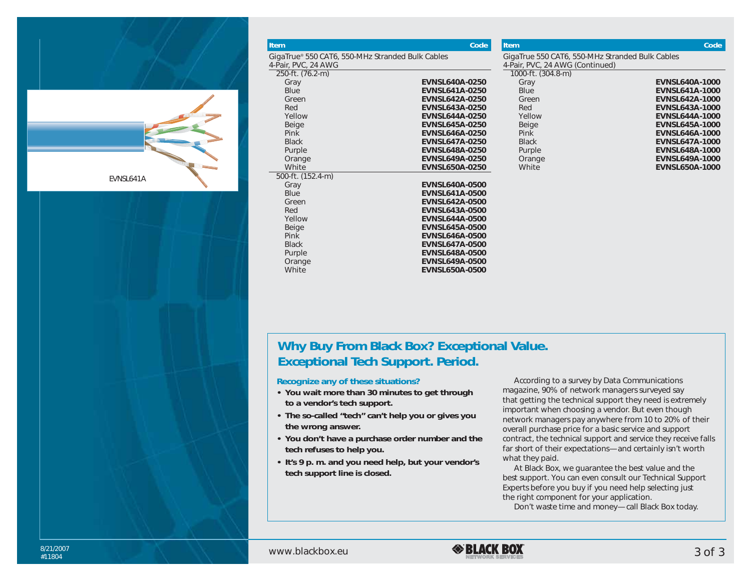EVNSL641A

| Item | Code |
|---|---|
| **GigaTrue® 550 CAT6, 550-MHz Stranded Bulk Cables 4-Pair, PVC, 24 AWG** | |
| 250-ft. (76.2-m) | |
| Gray | **EVNSL640A-0250** |
| Blue | **EVNSL641A-0250** |
| Green | **EVNSL642A-0250** |
| Red | **EVNSL643A-0250** |
| Yellow | **EVNSL644A-0250** |
| Beige | **EVNSL645A-0250** |
| Pink | **EVNSL646A-0250** |
| Black | **EVNSL647A-0250** |
| Purple | **EVNSL648A-0250** |
| Orange | **EVNSL649A-0250** |
| White | **EVNSL650A-0250** |
| 500-ft. (152.4-m) | |
| Gray | **EVNSL640A-0500** |
| Blue | **EVNSL641A-0500** |
| Green | **EVNSL642A-0500** |
| Red | **EVNSL643A-0500** |
| Yellow | **EVNSL644A-0500** |
| Beige | **EVNSL645A-0500** |
| Pink | **EVNSL646A-0500** |
| Black | **EVNSL647A-0500** |
| Purple | **EVNSL648A-0500** |
| Orange | **EVNSL649A-0500** |
| White | **EVNSL650A-0500** |

| Item | Code |
|---|---|
| **GigaTrue 550 CAT6, 550-MHz Stranded Bulk Cables 4-Pair, PVC, 24 AWG (Continued)** | |
| 1000-ft. (304.8-m) | |
| Gray | **EVNSL640A-1000** |
| Blue | **EVNSL641A-1000** |
| Green | **EVNSL642A-1000** |
| Red | **EVNSL643A-1000** |
| Yellow | **EVNSL644A-1000** |
| Beige | **EVNSL645A-1000** |
| Pink | **EVNSL646A-1000** |
| Black | **EVNSL647A-1000** |
| Purple | **EVNSL648A-1000** |
| Orange | **EVNSL649A-1000** |
| White | **EVNSL650A-1000** |

## Why Buy From Black Box? Exceptional Value. Exceptional Tech Support. Period.

**Recognize any of these situations?**

- **You wait more than 30 minutes to get through to a vendor's tech support.**
- **The so-called "tech" can't help you or gives you the wrong answer.**
- **You don't have a purchase order number and the tech refuses to help you.**
- **It's 9 p. m. and you need help, but your vendor's tech support line is closed.**

According to a survey by Data Communications magazine, 90% of network managers surveyed say that getting the technical support they need is extremely important when choosing a vendor. But even though network managers pay anywhere from 10 to 20% of their overall purchase price for a basic service and support contract, the technical support and service they receive falls far short of their expectations—and certainly isn't worth what they paid.

At Black Box, we guarantee the best value and the best support. You can even consult our Technical Support Experts before you buy if you need help selecting just the right component for your application.

Don't waste time and money—call Black Box today.

8/21/2007
#11804

www.blackbox.eu